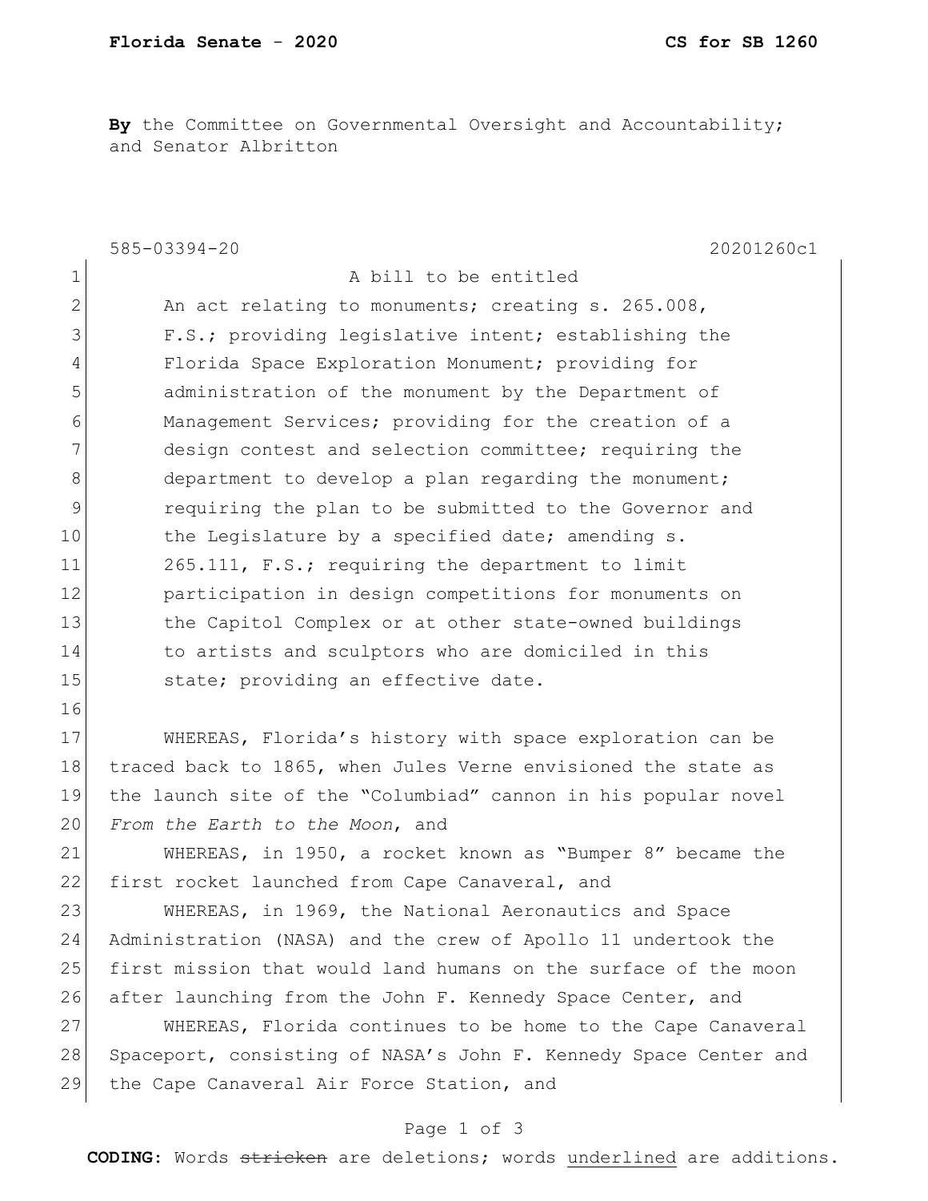**By** the Committee on Governmental Oversight and Accountability; and Senator Albritton

585-03394-20 20201260c1

A bill to be entitled

An act relating to monuments; creating s. 265.008, F.S.; providing legislative intent; establishing the Florida Space Exploration Monument; providing for administration of the monument by the Department of Management Services; providing for the creation of a design contest and selection committee; requiring the department to develop a plan regarding the monument; requiring the plan to be submitted to the Governor and the Legislature by a specified date; amending s. 265.111, F.S.; requiring the department to limit participation in design competitions for monuments on the Capitol Complex or at other state-owned buildings to artists and sculptors who are domiciled in this state; providing an effective date.

WHEREAS, Florida's history with space exploration can be traced back to 1865, when Jules Verne envisioned the state as the launch site of the "Columbiad" cannon in his popular novel *From the Earth to the Moon*, and

WHEREAS, in 1950, a rocket known as "Bumper 8" became the first rocket launched from Cape Canaveral, and

WHEREAS, in 1969, the National Aeronautics and Space Administration (NASA) and the crew of Apollo 11 undertook the first mission that would land humans on the surface of the moon after launching from the John F. Kennedy Space Center, and

WHEREAS, Florida continues to be home to the Cape Canaveral Spaceport, consisting of NASA's John F. Kennedy Space Center and the Cape Canaveral Air Force Station, and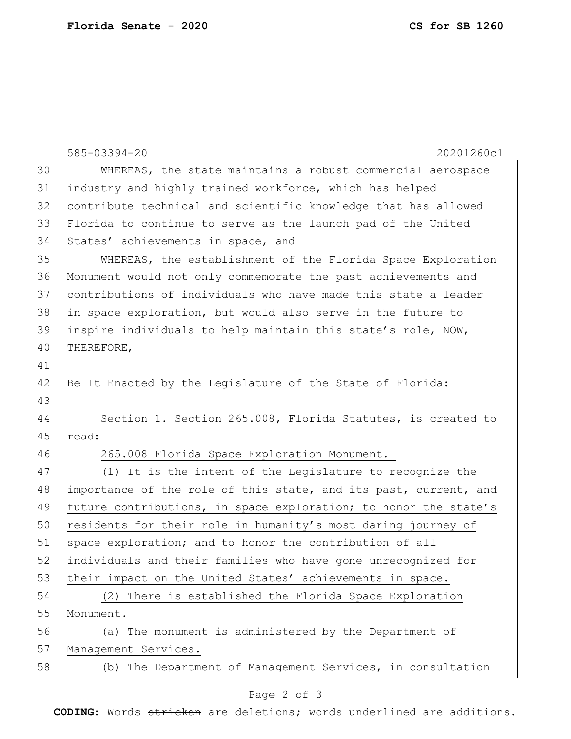585-03394-20 20201260c1

WHEREAS, the state maintains a robust commercial aerospace industry and highly trained workforce, which has helped contribute technical and scientific knowledge that has allowed Florida to continue to serve as the launch pad of the United States' achievements in space, and

WHEREAS, the establishment of the Florida Space Exploration Monument would not only commemorate the past achievements and contributions of individuals who have made this state a leader in space exploration, but would also serve in the future to inspire individuals to help maintain this state's role, NOW, THEREFORE,

Be It Enacted by the Legislature of the State of Florida:

Section 1. Section 265.008, Florida Statutes, is created to read:

265.008 Florida Space Exploration Monument.—

(1) It is the intent of the Legislature to recognize the importance of the role of this state, and its past, current, and future contributions, in space exploration; to honor the state's residents for their role in humanity's most daring journey of space exploration; and to honor the contribution of all individuals and their families who have gone unrecognized for their impact on the United States' achievements in space.

(2) There is established the Florida Space Exploration Monument.

(a) The monument is administered by the Department of Management Services.

(b) The Department of Management Services, in consultation

**CODING:** Words ~~stricken~~ are deletions; words underlined are additions.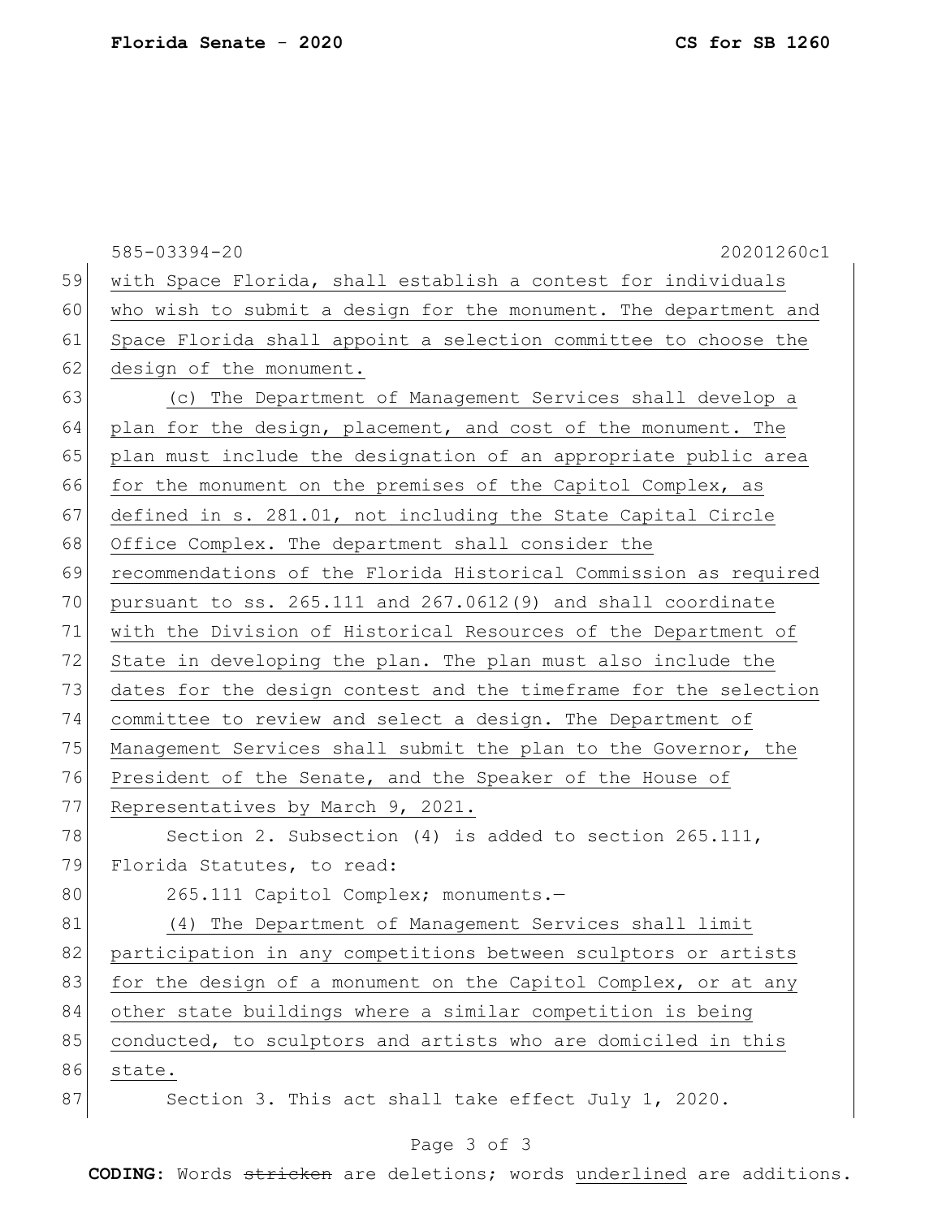585-03394-20 20201260c1

59 with Space Florida, shall establish a contest for individuals
60 who wish to submit a design for the monument. The department and
61 Space Florida shall appoint a selection committee to choose the
62 design of the monument.
63 (c) The Department of Management Services shall develop a
64 plan for the design, placement, and cost of the monument. The
65 plan must include the designation of an appropriate public area
66 for the monument on the premises of the Capitol Complex, as
67 defined in s. 281.01, not including the State Capital Circle
68 Office Complex. The department shall consider the
69 recommendations of the Florida Historical Commission as required
70 pursuant to ss. 265.111 and 267.0612(9) and shall coordinate
71 with the Division of Historical Resources of the Department of
72 State in developing the plan. The plan must also include the
73 dates for the design contest and the timeframe for the selection
74 committee to review and select a design. The Department of
75 Management Services shall submit the plan to the Governor, the
76 President of the Senate, and the Speaker of the House of
77 Representatives by March 9, 2021.
78 Section 2. Subsection (4) is added to section 265.111,
79 Florida Statutes, to read:
80 265.111 Capitol Complex; monuments.—
81 (4) The Department of Management Services shall limit
82 participation in any competitions between sculptors or artists
83 for the design of a monument on the Capitol Complex, or at any
84 other state buildings where a similar competition is being
85 conducted, to sculptors and artists who are domiciled in this
86 state.
87 Section 3. This act shall take effect July 1, 2020.

**CODING:** Words ~~stricken~~ are deletions; words underlined are additions.